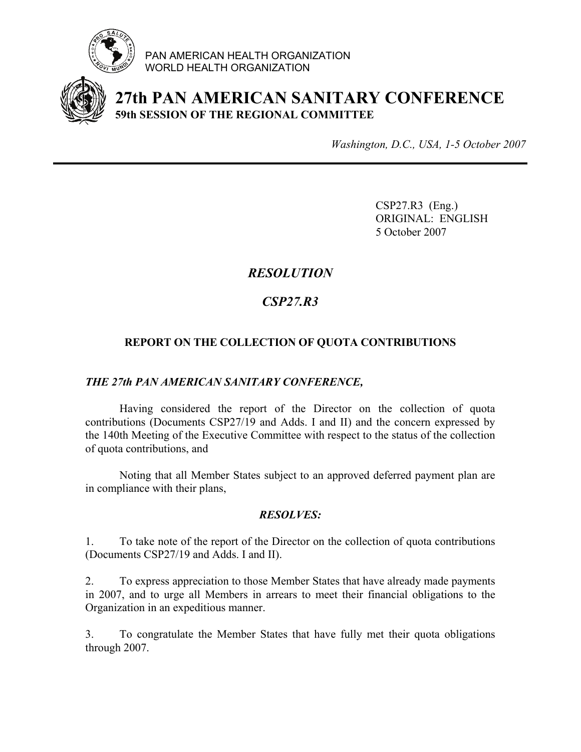PAN AMERICAN HEALTH ORGANIZATION
WORLD HEALTH ORGANIZATION

# 27th PAN AMERICAN SANITARY CONFERENCE
**59th SESSION OF THE REGIONAL COMMITTEE**

*Washington, D.C., USA, 1-5 October 2007*

---

CSP27.R3 (Eng.)
ORIGINAL: ENGLISH
5 October 2007

## *RESOLUTION*

## *CSP27.R3*

### REPORT ON THE COLLECTION OF QUOTA CONTRIBUTIONS

***THE 27th PAN AMERICAN SANITARY CONFERENCE,***

Having considered the report of the Director on the collection of quota contributions (Documents CSP27/19 and Adds. I and II) and the concern expressed by the 140th Meeting of the Executive Committee with respect to the status of the collection of quota contributions, and

Noting that all Member States subject to an approved deferred payment plan are in compliance with their plans,

***RESOLVES:***

1. To take note of the report of the Director on the collection of quota contributions (Documents CSP27/19 and Adds. I and II).

2. To express appreciation to those Member States that have already made payments in 2007, and to urge all Members in arrears to meet their financial obligations to the Organization in an expeditious manner.

3. To congratulate the Member States that have fully met their quota obligations through 2007.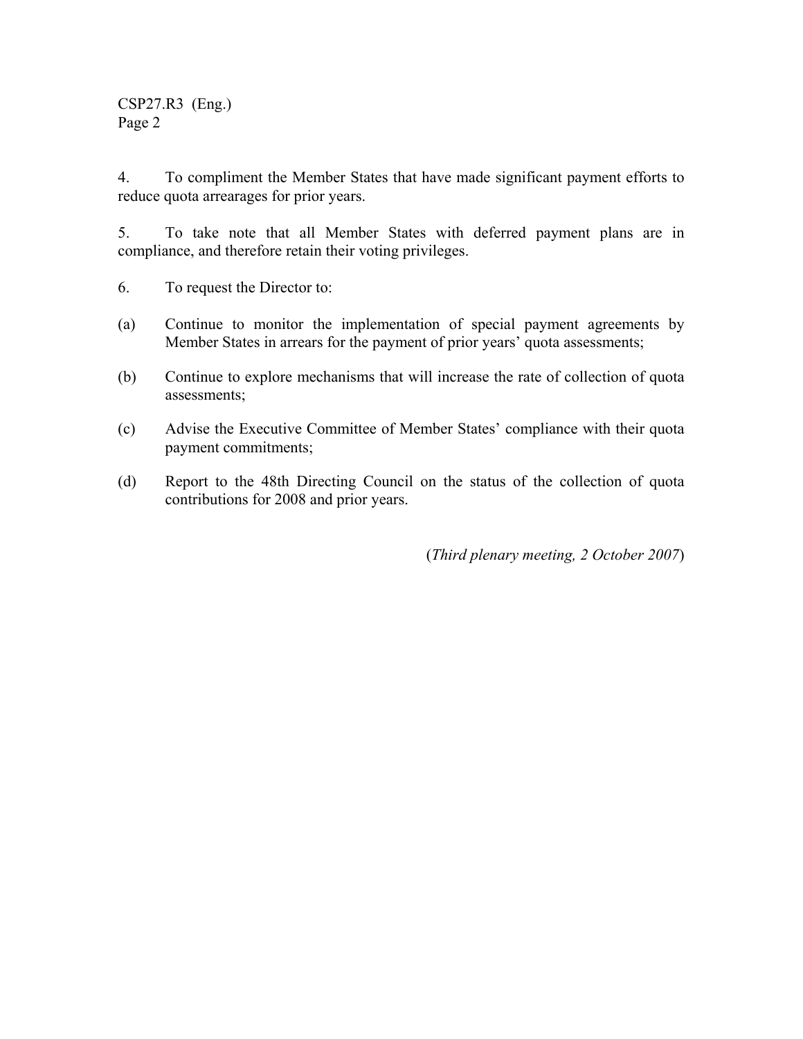4. To compliment the Member States that have made significant payment efforts to reduce quota arrearages for prior years.

5. To take note that all Member States with deferred payment plans are in compliance, and therefore retain their voting privileges.

6. To request the Director to:

(a) Continue to monitor the implementation of special payment agreements by Member States in arrears for the payment of prior years' quota assessments;

(b) Continue to explore mechanisms that will increase the rate of collection of quota assessments;

(c) Advise the Executive Committee of Member States' compliance with their quota payment commitments;

(d) Report to the 48th Directing Council on the status of the collection of quota contributions for 2008 and prior years.

(*Third plenary meeting, 2 October 2007*)